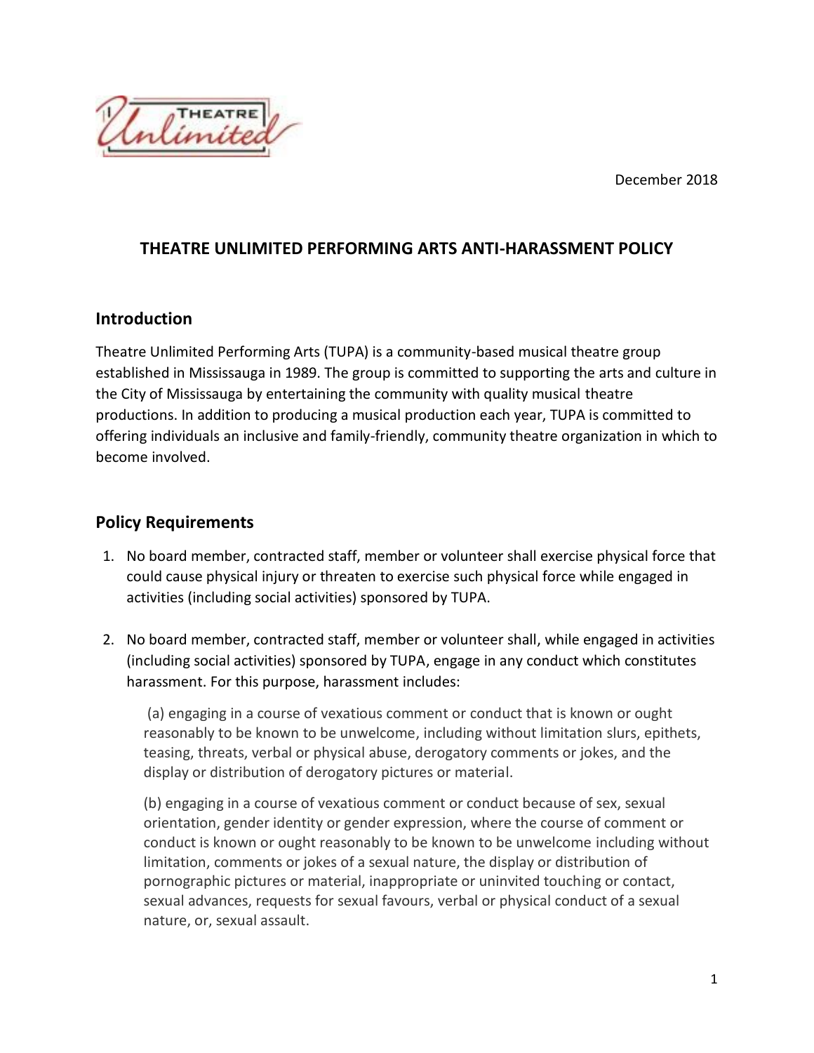December 2018

# THEATRE UNLIMITED PERFORMING ARTS ANTI-HARASSMENT POLICY

## Introduction

Theatre Unlimited Performing Arts (TUPA) is a community-based musical theatre group established in Mississauga in 1989. The group is committed to supporting the arts and culture in the City of Mississauga by entertaining the community with quality musical theatre productions. In addition to producing a musical production each year, TUPA is committed to offering individuals an inclusive and family-friendly, community theatre organization in which to become involved.

## Policy Requirements

1. No board member, contracted staff, member or volunteer shall exercise physical force that could cause physical injury or threaten to exercise such physical force while engaged in activities (including social activities) sponsored by TUPA.

2. No board member, contracted staff, member or volunteer shall, while engaged in activities (including social activities) sponsored by TUPA, engage in any conduct which constitutes harassment. For this purpose, harassment includes:

   (a) engaging in a course of vexatious comment or conduct that is known or ought reasonably to be known to be unwelcome, including without limitation slurs, epithets, teasing, threats, verbal or physical abuse, derogatory comments or jokes, and the display or distribution of derogatory pictures or material.

   (b) engaging in a course of vexatious comment or conduct because of sex, sexual orientation, gender identity or gender expression, where the course of comment or conduct is known or ought reasonably to be known to be unwelcome including without limitation, comments or jokes of a sexual nature, the display or distribution of pornographic pictures or material, inappropriate or uninvited touching or contact, sexual advances, requests for sexual favours, verbal or physical conduct of a sexual nature, or, sexual assault.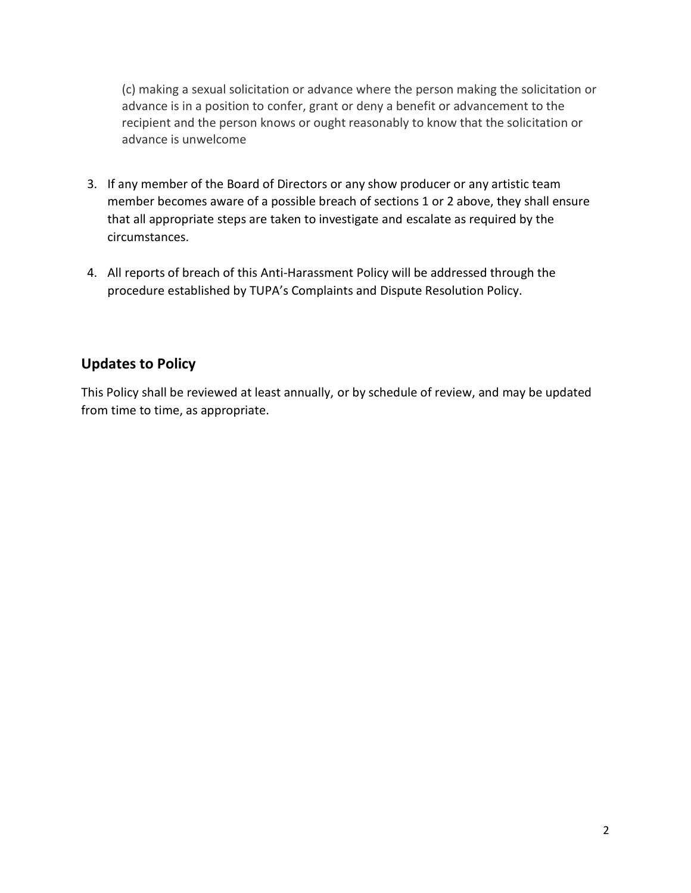(c) making a sexual solicitation or advance where the person making the solicitation or advance is in a position to confer, grant or deny a benefit or advancement to the recipient and the person knows or ought reasonably to know that the solicitation or advance is unwelcome

3. If any member of the Board of Directors or any show producer or any artistic team member becomes aware of a possible breach of sections 1 or 2 above, they shall ensure that all appropriate steps are taken to investigate and escalate as required by the circumstances.

4. All reports of breach of this Anti-Harassment Policy will be addressed through the procedure established by TUPA's Complaints and Dispute Resolution Policy.

## Updates to Policy

This Policy shall be reviewed at least annually, or by schedule of review, and may be updated from time to time, as appropriate.